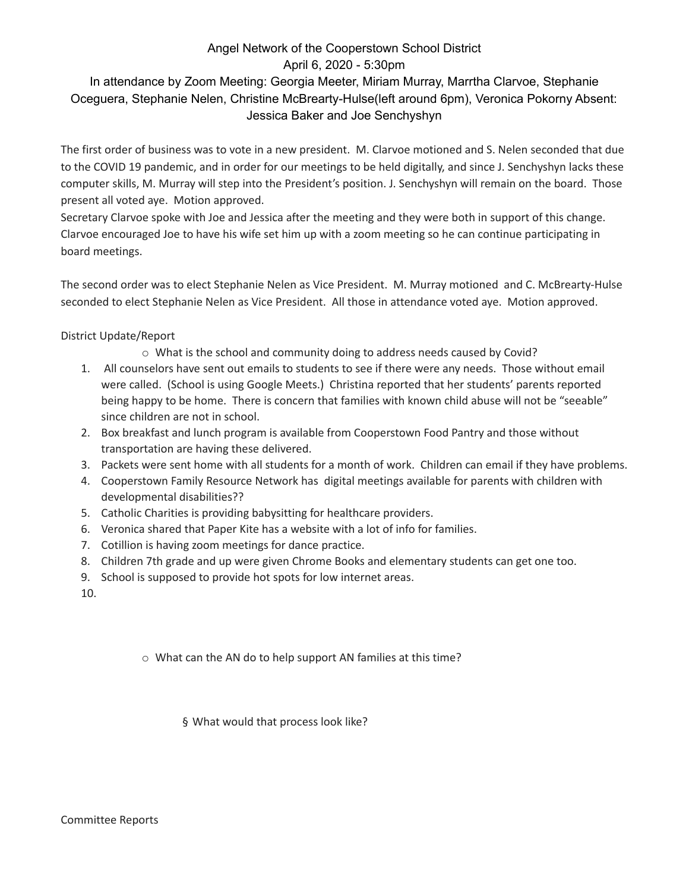# Angel Network of the Cooperstown School District

April 6, 2020 - 5:30pm

In attendance by Zoom Meeting: Georgia Meeter, Miriam Murray, Marrtha Clarvoe, Stephanie Oceguera, Stephanie Nelen, Christine McBrearty-Hulse(left around 6pm), Veronica Pokorny Absent: Jessica Baker and Joe Senchyshyn

The first order of business was to vote in a new president. M. Clarvoe motioned and S. Nelen seconded that due to the COVID 19 pandemic, and in order for our meetings to be held digitally, and since J. Senchyshyn lacks these computer skills, M. Murray will step into the President's position. J. Senchyshyn will remain on the board. Those present all voted aye. Motion approved.

Secretary Clarvoe spoke with Joe and Jessica after the meeting and they were both in support of this change. Clarvoe encouraged Joe to have his wife set him up with a zoom meeting so he can continue participating in board meetings.

The second order was to elect Stephanie Nelen as Vice President. M. Murray motioned and C. McBrearty-Hulse seconded to elect Stephanie Nelen as Vice President. All those in attendance voted aye. Motion approved.

District Update/Report

- o What is the school and community doing to address needs caused by Covid?

1. All counselors have sent out emails to students to see if there were any needs. Those without email were called. (School is using Google Meets.) Christina reported that her students' parents reported being happy to be home. There is concern that families with known child abuse will not be "seeable" since children are not in school.
2. Box breakfast and lunch program is available from Cooperstown Food Pantry and those without transportation are having these delivered.
3. Packets were sent home with all students for a month of work. Children can email if they have problems.
4. Cooperstown Family Resource Network has digital meetings available for parents with children with developmental disabilities??
5. Catholic Charities is providing babysitting for healthcare providers.
6. Veronica shared that Paper Kite has a website with a lot of info for families.
7. Cotillion is having zoom meetings for dance practice.
8. Children 7th grade and up were given Chrome Books and elementary students can get one too.
9. School is supposed to provide hot spots for low internet areas.
10. 

- o What can the AN do to help support AN families at this time?

  - § What would that process look like?

Committee Reports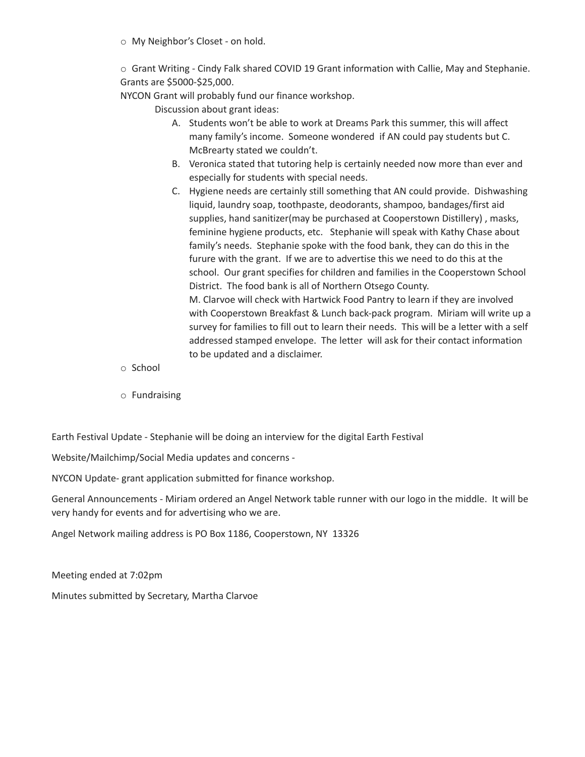- My Neighbor's Closet - on hold.

- Grant Writing - Cindy Falk shared COVID 19 Grant information with Callie, May and Stephanie. Grants are $5000-$25,000.

  NYCON Grant will probably fund our finance workshop.

  Discussion about grant ideas:

  A. Students won't be able to work at Dreams Park this summer, this will affect many family's income. Someone wondered if AN could pay students but C. McBrearty stated we couldn't.
  B. Veronica stated that tutoring help is certainly needed now more than ever and especially for students with special needs.
  C. Hygiene needs are certainly still something that AN could provide. Dishwashing liquid, laundry soap, toothpaste, deodorants, shampoo, bandages/first aid supplies, hand sanitizer(may be purchased at Cooperstown Distillery) , masks, feminine hygiene products, etc. Stephanie will speak with Kathy Chase about family's needs. Stephanie spoke with the food bank, they can do this in the furure with the grant. If we are to advertise this we need to do this at the school. Our grant specifies for children and families in the Cooperstown School District. The food bank is all of Northern Otsego County.

     M. Clarvoe will check with Hartwick Food Pantry to learn if they are involved with Cooperstown Breakfast & Lunch back-pack program. Miriam will write up a survey for families to fill out to learn their needs. This will be a letter with a self addressed stamped envelope. The letter will ask for their contact information to be updated and a disclaimer.

- School

- Fundraising

Earth Festival Update - Stephanie will be doing an interview for the digital Earth Festival

Website/Mailchimp/Social Media updates and concerns -

NYCON Update- grant application submitted for finance workshop.

General Announcements - Miriam ordered an Angel Network table runner with our logo in the middle. It will be very handy for events and for advertising who we are.

Angel Network mailing address is PO Box 1186, Cooperstown, NY 13326

Meeting ended at 7:02pm

Minutes submitted by Secretary, Martha Clarvoe